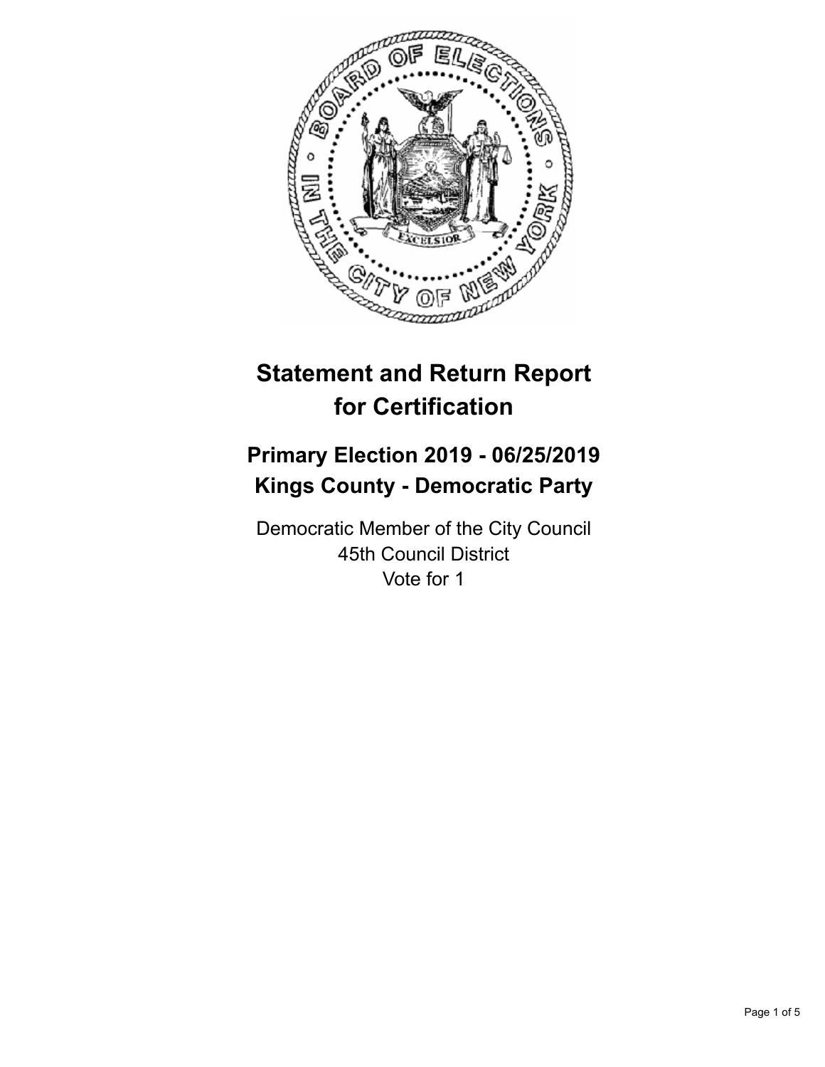# Statement and Return Report for Certification

## Primary Election 2019 - 06/25/2019
## Kings County - Democratic Party

Democratic Member of the City Council
45th Council District
Vote for 1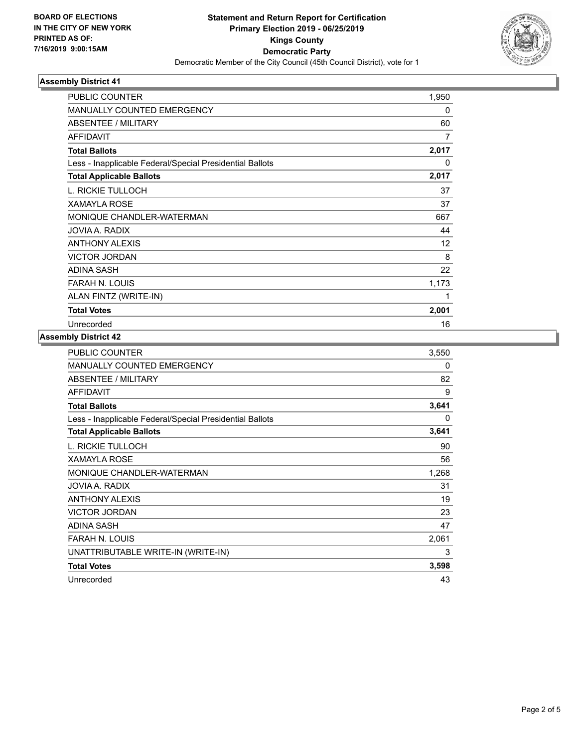**BOARD OF ELECTIONS IN THE CITY OF NEW YORK PRINTED AS OF: 7/16/2019 9:00:15AM**

# Statement and Return Report for Certification
## Primary Election 2019 - 06/25/2019
## Kings County
## Democratic Party

Democratic Member of the City Council (45th Council District), vote for 1

### Assembly District 41

| | |
|---|---|
| PUBLIC COUNTER | 1,950 |
| MANUALLY COUNTED EMERGENCY | 0 |
| ABSENTEE / MILITARY | 60 |
| AFFIDAVIT | 7 |
| **Total Ballots** | **2,017** |
| Less - Inapplicable Federal/Special Presidential Ballots | 0 |
| **Total Applicable Ballots** | **2,017** |
| L. RICKIE TULLOCH | 37 |
| XAMAYLA ROSE | 37 |
| MONIQUE CHANDLER-WATERMAN | 667 |
| JOVIA A. RADIX | 44 |
| ANTHONY ALEXIS | 12 |
| VICTOR JORDAN | 8 |
| ADINA SASH | 22 |
| FARAH N. LOUIS | 1,173 |
| ALAN FINTZ (WRITE-IN) | 1 |
| **Total Votes** | **2,001** |
| Unrecorded | 16 |

### Assembly District 42

| | |
|---|---|
| PUBLIC COUNTER | 3,550 |
| MANUALLY COUNTED EMERGENCY | 0 |
| ABSENTEE / MILITARY | 82 |
| AFFIDAVIT | 9 |
| **Total Ballots** | **3,641** |
| Less - Inapplicable Federal/Special Presidential Ballots | 0 |
| **Total Applicable Ballots** | **3,641** |
| L. RICKIE TULLOCH | 90 |
| XAMAYLA ROSE | 56 |
| MONIQUE CHANDLER-WATERMAN | 1,268 |
| JOVIA A. RADIX | 31 |
| ANTHONY ALEXIS | 19 |
| VICTOR JORDAN | 23 |
| ADINA SASH | 47 |
| FARAH N. LOUIS | 2,061 |
| UNATTRIBUTABLE WRITE-IN (WRITE-IN) | 3 |
| **Total Votes** | **3,598** |
| Unrecorded | 43 |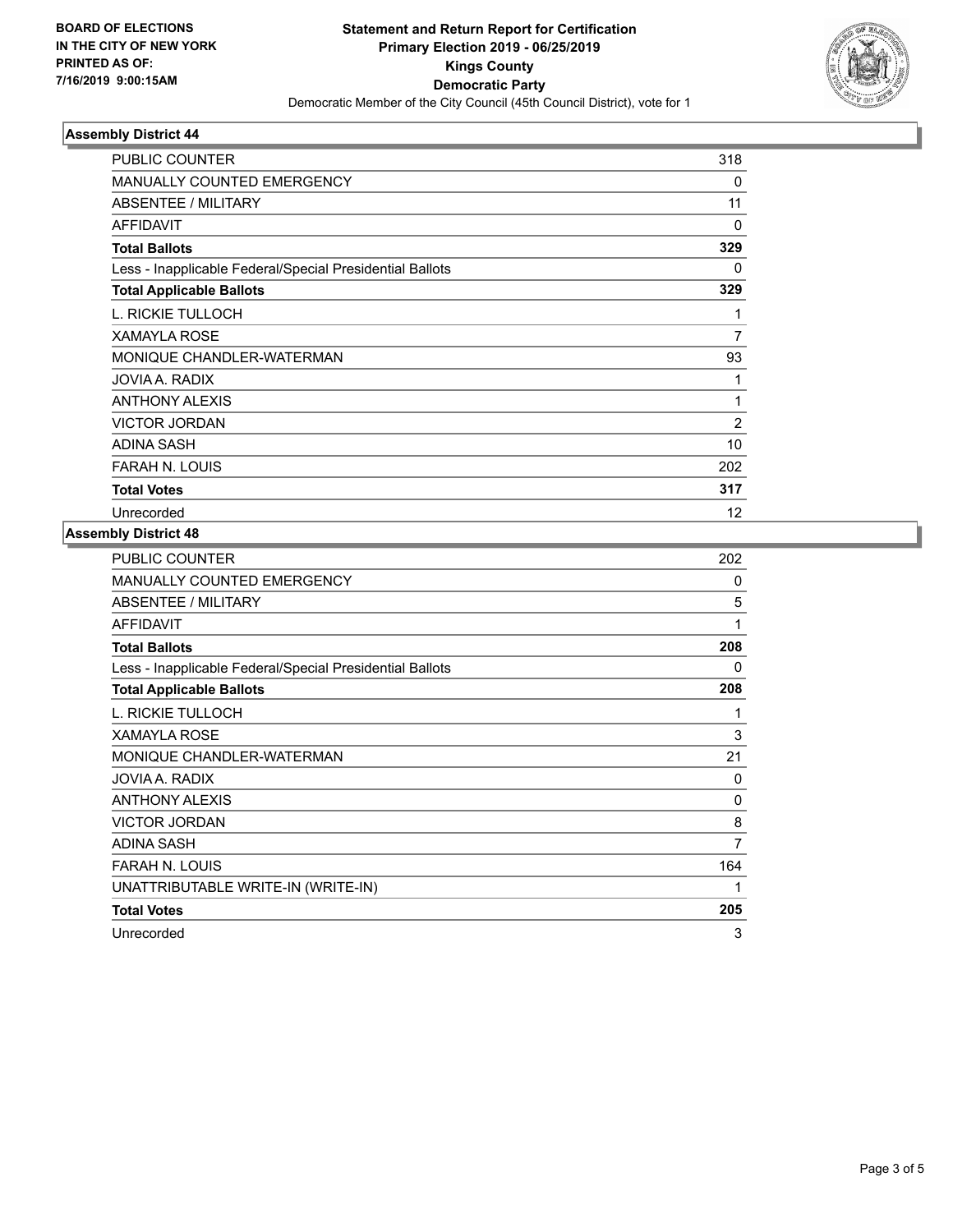**BOARD OF ELECTIONS IN THE CITY OF NEW YORK PRINTED AS OF: 7/16/2019 9:00:15AM**

# Statement and Return Report for Certification
## Primary Election 2019 - 06/25/2019
## Kings County
## Democratic Party
Democratic Member of the City Council (45th Council District), vote for 1

### Assembly District 44

| | |
|---|---|
| PUBLIC COUNTER | 318 |
| MANUALLY COUNTED EMERGENCY | 0 |
| ABSENTEE / MILITARY | 11 |
| AFFIDAVIT | 0 |
| **Total Ballots** | **329** |
| Less - Inapplicable Federal/Special Presidential Ballots | 0 |
| **Total Applicable Ballots** | **329** |
| L. RICKIE TULLOCH | 1 |
| XAMAYLA ROSE | 7 |
| MONIQUE CHANDLER-WATERMAN | 93 |
| JOVIA A. RADIX | 1 |
| ANTHONY ALEXIS | 1 |
| VICTOR JORDAN | 2 |
| ADINA SASH | 10 |
| FARAH N. LOUIS | 202 |
| **Total Votes** | **317** |
| Unrecorded | 12 |

### Assembly District 48

| | |
|---|---|
| PUBLIC COUNTER | 202 |
| MANUALLY COUNTED EMERGENCY | 0 |
| ABSENTEE / MILITARY | 5 |
| AFFIDAVIT | 1 |
| **Total Ballots** | **208** |
| Less - Inapplicable Federal/Special Presidential Ballots | 0 |
| **Total Applicable Ballots** | **208** |
| L. RICKIE TULLOCH | 1 |
| XAMAYLA ROSE | 3 |
| MONIQUE CHANDLER-WATERMAN | 21 |
| JOVIA A. RADIX | 0 |
| ANTHONY ALEXIS | 0 |
| VICTOR JORDAN | 8 |
| ADINA SASH | 7 |
| FARAH N. LOUIS | 164 |
| UNATTRIBUTABLE WRITE-IN (WRITE-IN) | 1 |
| **Total Votes** | **205** |
| Unrecorded | 3 |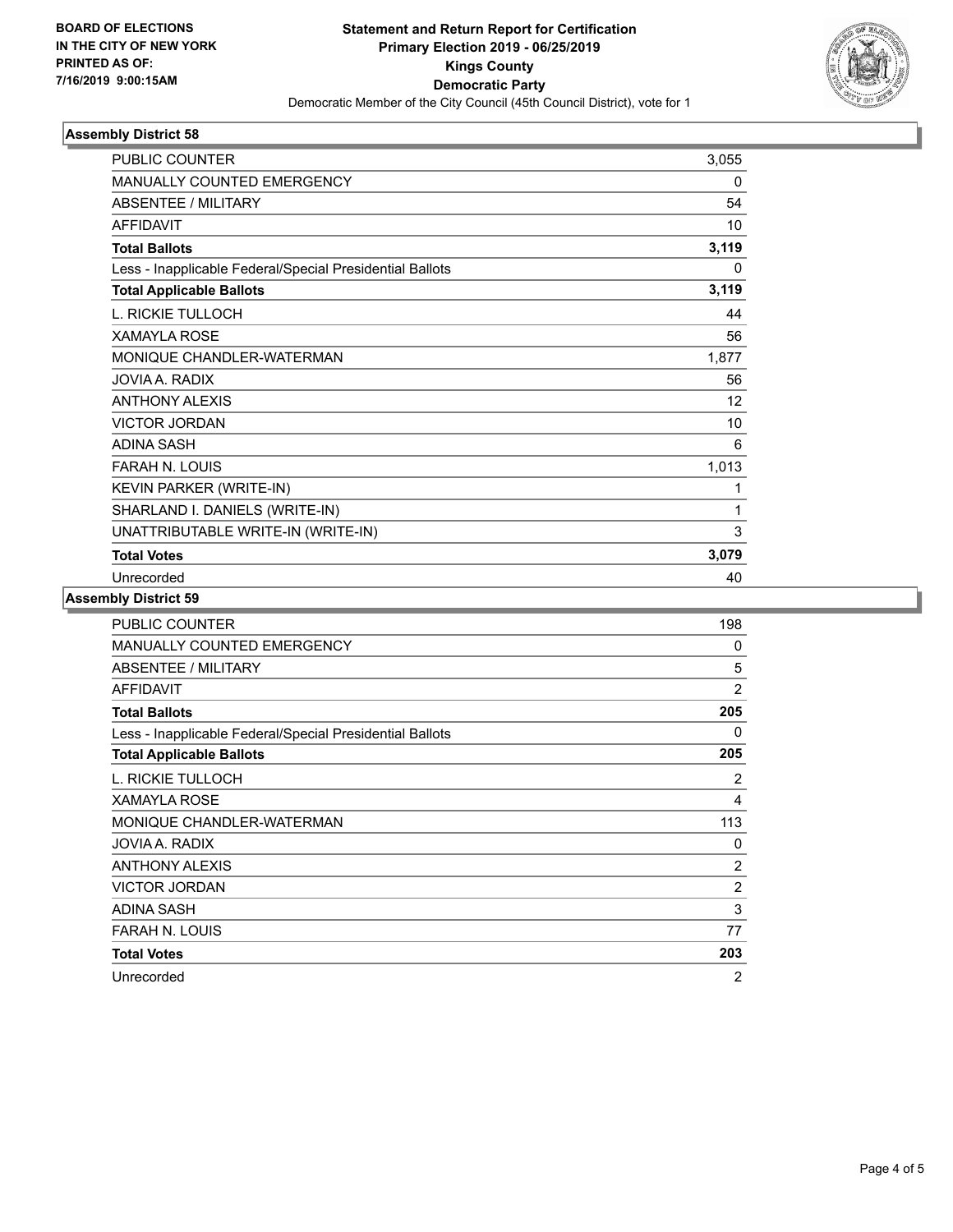BOARD OF ELECTIONS IN THE CITY OF NEW YORK
PRINTED AS OF: 7/16/2019 9:00:15AM

**Statement and Return Report for Certification**
**Primary Election 2019 - 06/25/2019**
**Kings County**
**Democratic Party**
Democratic Member of the City Council (45th Council District), vote for 1

### Assembly District 58

| | |
|---|---|
| PUBLIC COUNTER | 3,055 |
| MANUALLY COUNTED EMERGENCY | 0 |
| ABSENTEE / MILITARY | 54 |
| AFFIDAVIT | 10 |
| **Total Ballots** | **3,119** |
| Less - Inapplicable Federal/Special Presidential Ballots | 0 |
| **Total Applicable Ballots** | **3,119** |
| L. RICKIE TULLOCH | 44 |
| XAMAYLA ROSE | 56 |
| MONIQUE CHANDLER-WATERMAN | 1,877 |
| JOVIA A. RADIX | 56 |
| ANTHONY ALEXIS | 12 |
| VICTOR JORDAN | 10 |
| ADINA SASH | 6 |
| FARAH N. LOUIS | 1,013 |
| KEVIN PARKER (WRITE-IN) | 1 |
| SHARLAND I. DANIELS (WRITE-IN) | 1 |
| UNATTRIBUTABLE WRITE-IN (WRITE-IN) | 3 |
| **Total Votes** | **3,079** |
| Unrecorded | 40 |

### Assembly District 59

| | |
|---|---|
| PUBLIC COUNTER | 198 |
| MANUALLY COUNTED EMERGENCY | 0 |
| ABSENTEE / MILITARY | 5 |
| AFFIDAVIT | 2 |
| **Total Ballots** | **205** |
| Less - Inapplicable Federal/Special Presidential Ballots | 0 |
| **Total Applicable Ballots** | **205** |
| L. RICKIE TULLOCH | 2 |
| XAMAYLA ROSE | 4 |
| MONIQUE CHANDLER-WATERMAN | 113 |
| JOVIA A. RADIX | 0 |
| ANTHONY ALEXIS | 2 |
| VICTOR JORDAN | 2 |
| ADINA SASH | 3 |
| FARAH N. LOUIS | 77 |
| **Total Votes** | **203** |
| Unrecorded | 2 |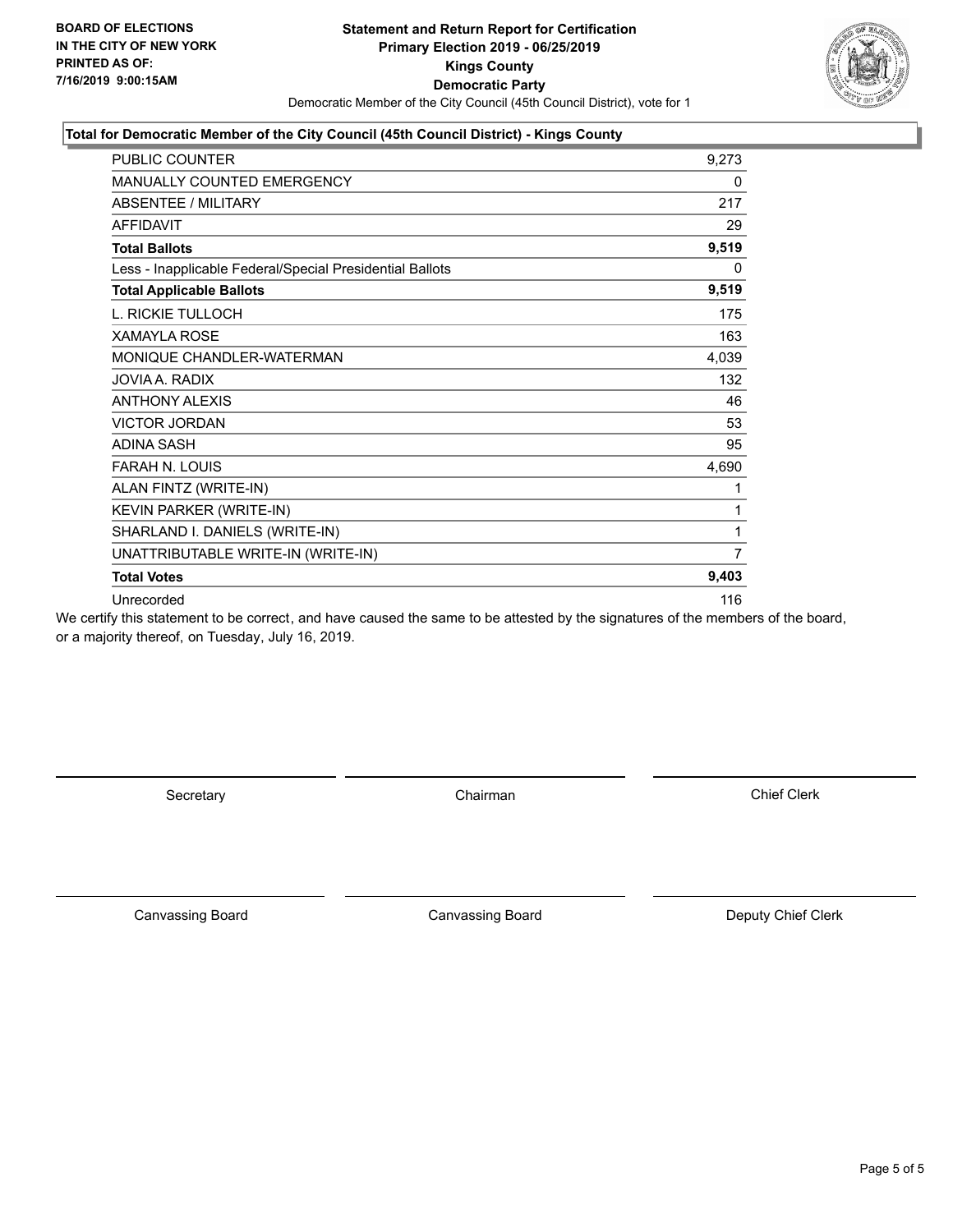**BOARD OF ELECTIONS IN THE CITY OF NEW YORK PRINTED AS OF: 7/16/2019 9:00:15AM**

**Statement and Return Report for Certification**
**Primary Election 2019 - 06/25/2019**
**Kings County**
**Democratic Party**
Democratic Member of the City Council (45th Council District), vote for 1

**Total for Democratic Member of the City Council (45th Council District) - Kings County**

| | |
|---|---|
| PUBLIC COUNTER | 9,273 |
| MANUALLY COUNTED EMERGENCY | 0 |
| ABSENTEE / MILITARY | 217 |
| AFFIDAVIT | 29 |
| **Total Ballots** | **9,519** |
| Less - Inapplicable Federal/Special Presidential Ballots | 0 |
| **Total Applicable Ballots** | **9,519** |
| L. RICKIE TULLOCH | 175 |
| XAMAYLA ROSE | 163 |
| MONIQUE CHANDLER-WATERMAN | 4,039 |
| JOVIA A. RADIX | 132 |
| ANTHONY ALEXIS | 46 |
| VICTOR JORDAN | 53 |
| ADINA SASH | 95 |
| FARAH N. LOUIS | 4,690 |
| ALAN FINTZ (WRITE-IN) | 1 |
| KEVIN PARKER (WRITE-IN) | 1 |
| SHARLAND I. DANIELS (WRITE-IN) | 1 |
| UNATTRIBUTABLE WRITE-IN (WRITE-IN) | 7 |
| **Total Votes** | **9,403** |
| Unrecorded | 116 |

We certify this statement to be correct, and have caused the same to be attested by the signatures of the members of the board, or a majority thereof, on Tuesday, July 16, 2019.

Secretary | Chairman | Chief Clerk

Canvassing Board | Canvassing Board | Deputy Chief Clerk